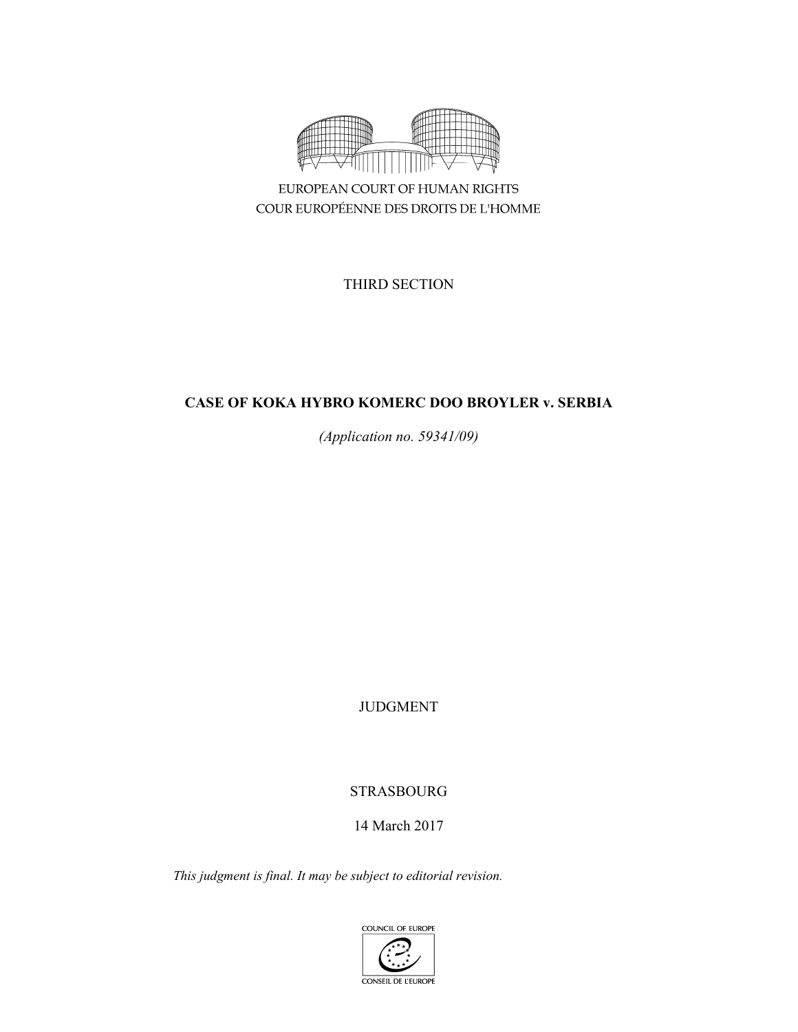EUROPEAN COURT OF HUMAN RIGHTS
COUR EUROPÉENNE DES DROITS DE L'HOMME

THIRD SECTION

# CASE OF KOKA HYBRO KOMERC DOO BROYLER v. SERBIA

*(Application no. 59341/09)*

JUDGMENT

STRASBOURG

14 March 2017

*This judgment is final. It may be subject to editorial revision.*

COUNCIL OF EUROPE
CONSEIL DE L'EUROPE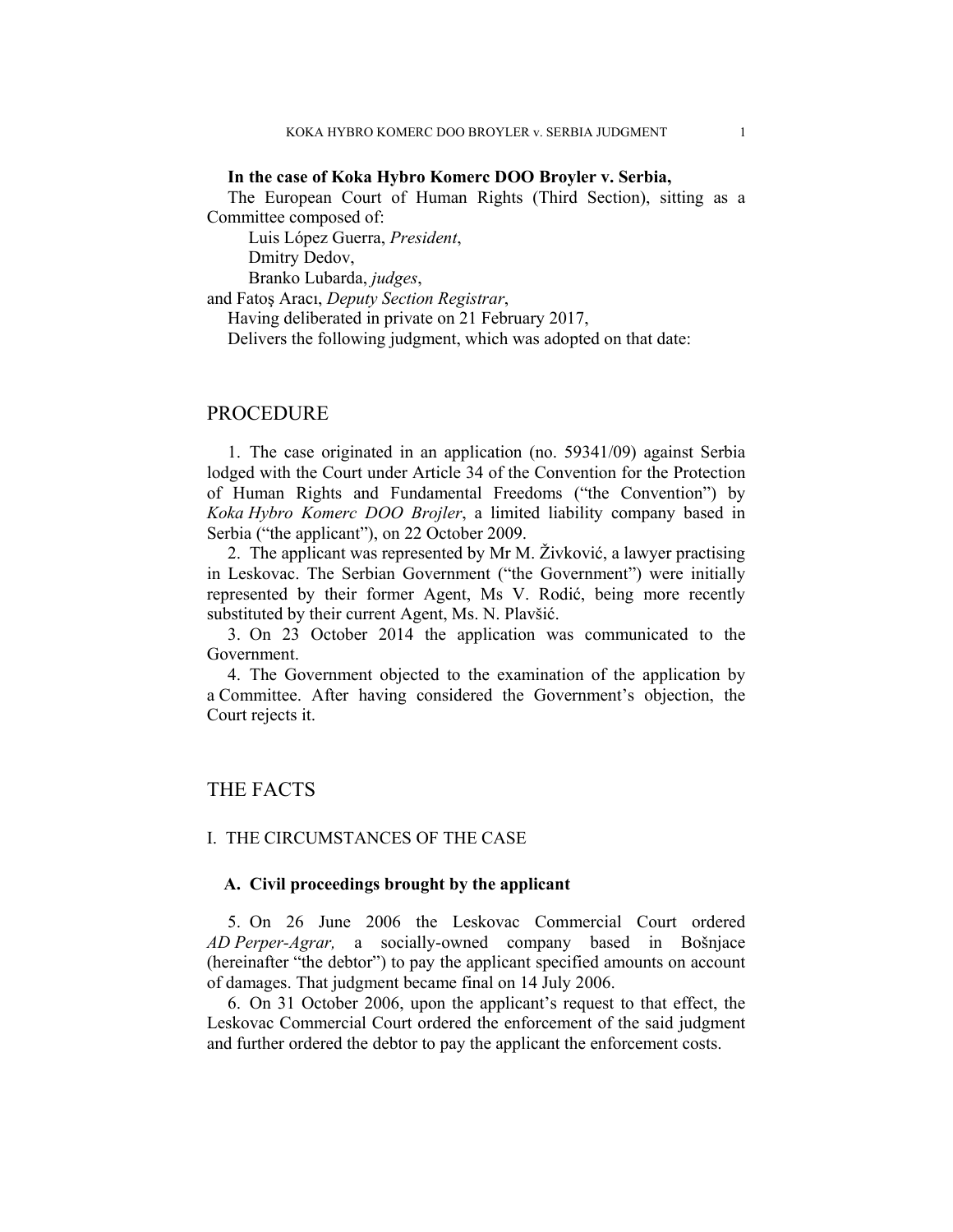**In the case of Koka Hybro Komerc DOO Broyler v. Serbia,**

The European Court of Human Rights (Third Section), sitting as a Committee composed of:

Luis López Guerra, *President*,
Dmitry Dedov,
Branko Lubarda, *judges*,
and Fatoş Aracı, *Deputy Section Registrar*,

Having deliberated in private on 21 February 2017,

Delivers the following judgment, which was adopted on that date:

# PROCEDURE

1. The case originated in an application (no. 59341/09) against Serbia lodged with the Court under Article 34 of the Convention for the Protection of Human Rights and Fundamental Freedoms ("the Convention") by *Koka Hybro Komerc DOO Brojler*, a limited liability company based in Serbia ("the applicant"), on 22 October 2009.

2. The applicant was represented by Mr M. Živković, a lawyer practising in Leskovac. The Serbian Government ("the Government") were initially represented by their former Agent, Ms V. Rodić, being more recently substituted by their current Agent, Ms. N. Plavšić.

3. On 23 October 2014 the application was communicated to the Government.

4. The Government objected to the examination of the application by a Committee. After having considered the Government's objection, the Court rejects it.

# THE FACTS

## I. THE CIRCUMSTANCES OF THE CASE

### A. Civil proceedings brought by the applicant

5. On 26 June 2006 the Leskovac Commercial Court ordered *AD Perper-Agrar,* a socially-owned company based in Bošnjace (hereinafter "the debtor") to pay the applicant specified amounts on account of damages. That judgment became final on 14 July 2006.

6. On 31 October 2006, upon the applicant's request to that effect, the Leskovac Commercial Court ordered the enforcement of the said judgment and further ordered the debtor to pay the applicant the enforcement costs.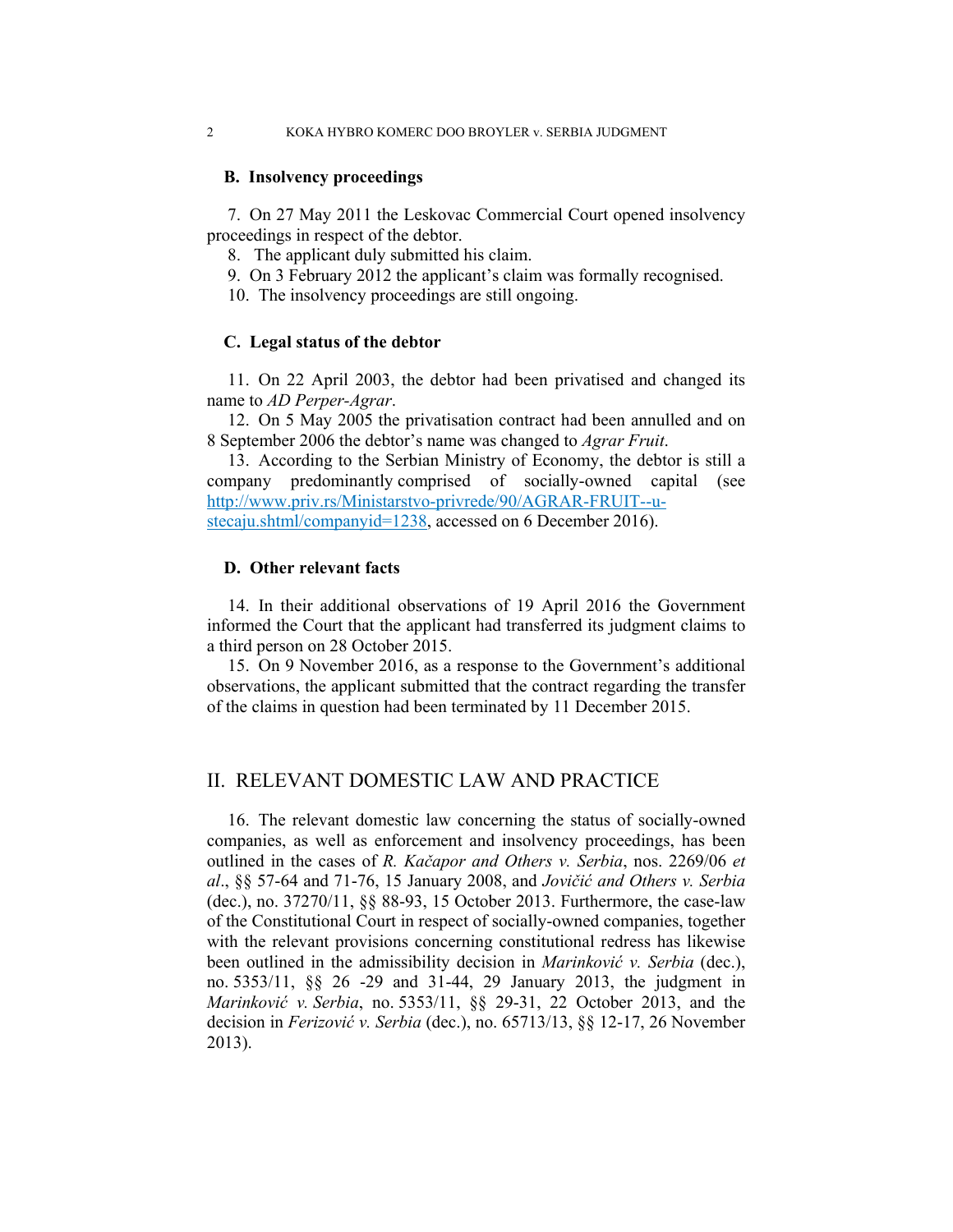### B. Insolvency proceedings

7. On 27 May 2011 the Leskovac Commercial Court opened insolvency proceedings in respect of the debtor.

8. The applicant duly submitted his claim.

9. On 3 February 2012 the applicant's claim was formally recognised.

10. The insolvency proceedings are still ongoing.

### C. Legal status of the debtor

11. On 22 April 2003, the debtor had been privatised and changed its name to *AD Perper-Agrar*.

12. On 5 May 2005 the privatisation contract had been annulled and on 8 September 2006 the debtor's name was changed to *Agrar Fruit*.

13. According to the Serbian Ministry of Economy, the debtor is still a company predominantly comprised of socially-owned capital (see [http://www.priv.rs/Ministarstvo-privrede/90/AGRAR-FRUIT--u-stecaju.shtml/companyid=1238](http://www.priv.rs/Ministarstvo-privrede/90/AGRAR-FRUIT--u-stecaju.shtml/companyid=1238), accessed on 6 December 2016).

### D. Other relevant facts

14. In their additional observations of 19 April 2016 the Government informed the Court that the applicant had transferred its judgment claims to a third person on 28 October 2015.

15. On 9 November 2016, as a response to the Government's additional observations, the applicant submitted that the contract regarding the transfer of the claims in question had been terminated by 11 December 2015.

## II. RELEVANT DOMESTIC LAW AND PRACTICE

16. The relevant domestic law concerning the status of socially-owned companies, as well as enforcement and insolvency proceedings, has been outlined in the cases of *R. Kačapor and Others v. Serbia*, nos. 2269/06 *et al*., §§ 57-64 and 71-76, 15 January 2008, and *Jovičić and Others v. Serbia* (dec.), no. 37270/11, §§ 88-93, 15 October 2013. Furthermore, the case-law of the Constitutional Court in respect of socially-owned companies, together with the relevant provisions concerning constitutional redress has likewise been outlined in the admissibility decision in *Marinković v. Serbia* (dec.), no. 5353/11, §§ 26 -29 and 31-44, 29 January 2013, the judgment in *Marinković v. Serbia*, no. 5353/11, §§ 29-31, 22 October 2013, and the decision in *Ferizović v. Serbia* (dec.), no. 65713/13, §§ 12-17, 26 November 2013).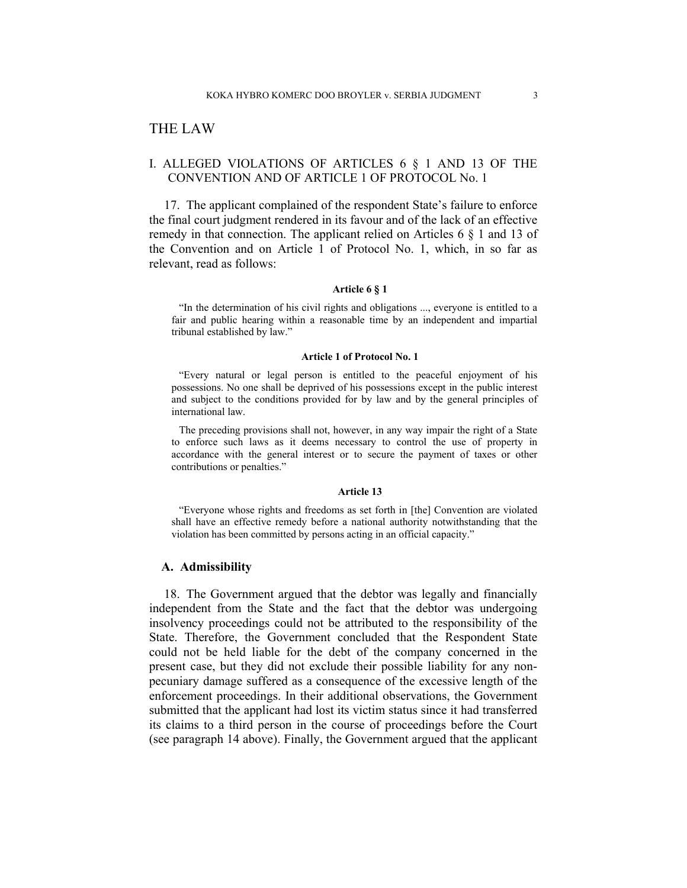# THE LAW

## I. ALLEGED VIOLATIONS OF ARTICLES 6 § 1 AND 13 OF THE CONVENTION AND OF ARTICLE 1 OF PROTOCOL No. 1

17. The applicant complained of the respondent State's failure to enforce the final court judgment rendered in its favour and of the lack of an effective remedy in that connection. The applicant relied on Articles 6 § 1 and 13 of the Convention and on Article 1 of Protocol No. 1, which, in so far as relevant, read as follows:

**Article 6 § 1**

> "In the determination of his civil rights and obligations ..., everyone is entitled to a fair and public hearing within a reasonable time by an independent and impartial tribunal established by law."

**Article 1 of Protocol No. 1**

> "Every natural or legal person is entitled to the peaceful enjoyment of his possessions. No one shall be deprived of his possessions except in the public interest and subject to the conditions provided for by law and by the general principles of international law.
>
> The preceding provisions shall not, however, in any way impair the right of a State to enforce such laws as it deems necessary to control the use of property in accordance with the general interest or to secure the payment of taxes or other contributions or penalties."

**Article 13**

> "Everyone whose rights and freedoms as set forth in [the] Convention are violated shall have an effective remedy before a national authority notwithstanding that the violation has been committed by persons acting in an official capacity."

### A. Admissibility

18. The Government argued that the debtor was legally and financially independent from the State and the fact that the debtor was undergoing insolvency proceedings could not be attributed to the responsibility of the State. Therefore, the Government concluded that the Respondent State could not be held liable for the debt of the company concerned in the present case, but they did not exclude their possible liability for any non-pecuniary damage suffered as a consequence of the excessive length of the enforcement proceedings. In their additional observations, the Government submitted that the applicant had lost its victim status since it had transferred its claims to a third person in the course of proceedings before the Court (see paragraph 14 above). Finally, the Government argued that the applicant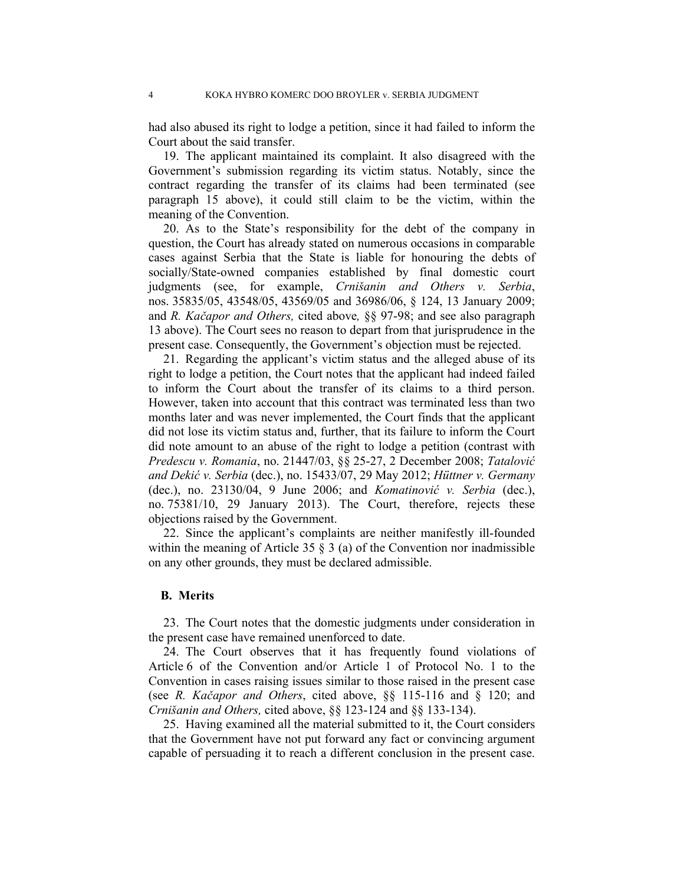had also abused its right to lodge a petition, since it had failed to inform the Court about the said transfer.

19. The applicant maintained its complaint. It also disagreed with the Government's submission regarding its victim status. Notably, since the contract regarding the transfer of its claims had been terminated (see paragraph 15 above), it could still claim to be the victim, within the meaning of the Convention.

20. As to the State's responsibility for the debt of the company in question, the Court has already stated on numerous occasions in comparable cases against Serbia that the State is liable for honouring the debts of socially/State-owned companies established by final domestic court judgments (see, for example, *Crnišanin and Others v. Serbia*, nos. 35835/05, 43548/05, 43569/05 and 36986/06, § 124, 13 January 2009; and *R. Kačapor and Others,* cited above*,* §§ 97-98; and see also paragraph 13 above). The Court sees no reason to depart from that jurisprudence in the present case. Consequently, the Government's objection must be rejected.

21. Regarding the applicant's victim status and the alleged abuse of its right to lodge a petition, the Court notes that the applicant had indeed failed to inform the Court about the transfer of its claims to a third person. However, taken into account that this contract was terminated less than two months later and was never implemented, the Court finds that the applicant did not lose its victim status and, further, that its failure to inform the Court did note amount to an abuse of the right to lodge a petition (contrast with *Predescu v. Romania*, no. 21447/03, §§ 25-27, 2 December 2008; *Tatalović and Dekić v. Serbia* (dec.), no. 15433/07, 29 May 2012; *Hüttner v. Germany* (dec.), no. 23130/04, 9 June 2006; and *Komatinović v. Serbia* (dec.), no. 75381/10, 29 January 2013). The Court, therefore, rejects these objections raised by the Government.

22. Since the applicant's complaints are neither manifestly ill-founded within the meaning of Article 35 § 3 (a) of the Convention nor inadmissible on any other grounds, they must be declared admissible.

### B. Merits

23. The Court notes that the domestic judgments under consideration in the present case have remained unenforced to date.

24. The Court observes that it has frequently found violations of Article 6 of the Convention and/or Article 1 of Protocol No. 1 to the Convention in cases raising issues similar to those raised in the present case (see *R. Kačapor and Others*, cited above, §§ 115-116 and § 120; and *Crnišanin and Others,* cited above, §§ 123-124 and §§ 133-134).

25. Having examined all the material submitted to it, the Court considers that the Government have not put forward any fact or convincing argument capable of persuading it to reach a different conclusion in the present case.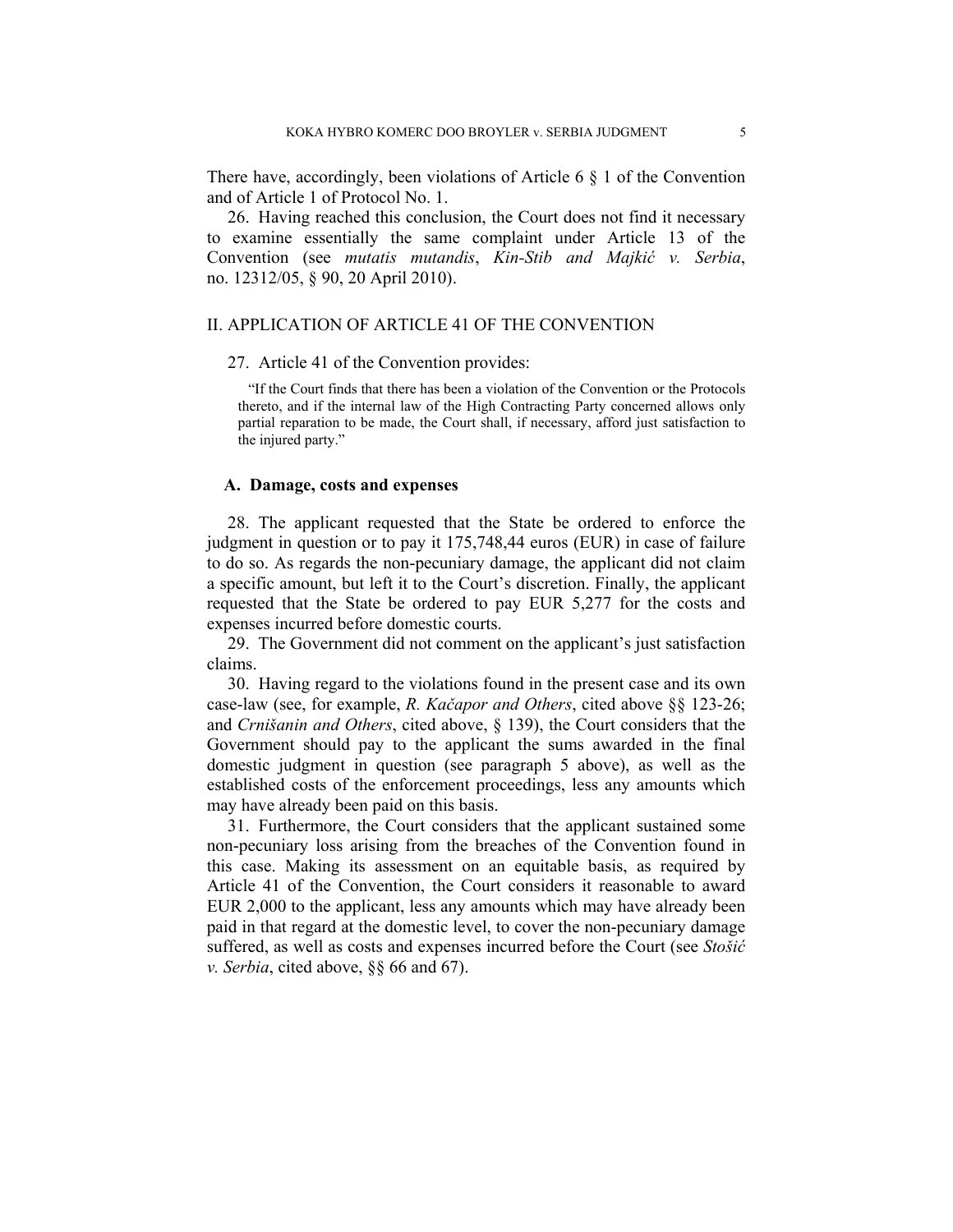There have, accordingly, been violations of Article 6 § 1 of the Convention and of Article 1 of Protocol No. 1.

26. Having reached this conclusion, the Court does not find it necessary to examine essentially the same complaint under Article 13 of the Convention (see *mutatis mutandis*, *Kin-Stib and Majkić v. Serbia*, no. 12312/05, § 90, 20 April 2010).

## II. APPLICATION OF ARTICLE 41 OF THE CONVENTION

27. Article 41 of the Convention provides:

> "If the Court finds that there has been a violation of the Convention or the Protocols thereto, and if the internal law of the High Contracting Party concerned allows only partial reparation to be made, the Court shall, if necessary, afford just satisfaction to the injured party."

### A. Damage, costs and expenses

28. The applicant requested that the State be ordered to enforce the judgment in question or to pay it 175,748,44 euros (EUR) in case of failure to do so. As regards the non-pecuniary damage, the applicant did not claim a specific amount, but left it to the Court's discretion. Finally, the applicant requested that the State be ordered to pay EUR 5,277 for the costs and expenses incurred before domestic courts.

29. The Government did not comment on the applicant's just satisfaction claims.

30. Having regard to the violations found in the present case and its own case-law (see, for example, *R. Kačapor and Others*, cited above §§ 123-26; and *Crnišanin and Others*, cited above, § 139), the Court considers that the Government should pay to the applicant the sums awarded in the final domestic judgment in question (see paragraph 5 above), as well as the established costs of the enforcement proceedings, less any amounts which may have already been paid on this basis.

31. Furthermore, the Court considers that the applicant sustained some non-pecuniary loss arising from the breaches of the Convention found in this case. Making its assessment on an equitable basis, as required by Article 41 of the Convention, the Court considers it reasonable to award EUR 2,000 to the applicant, less any amounts which may have already been paid in that regard at the domestic level, to cover the non-pecuniary damage suffered, as well as costs and expenses incurred before the Court (see *Stošić v. Serbia*, cited above, §§ 66 and 67).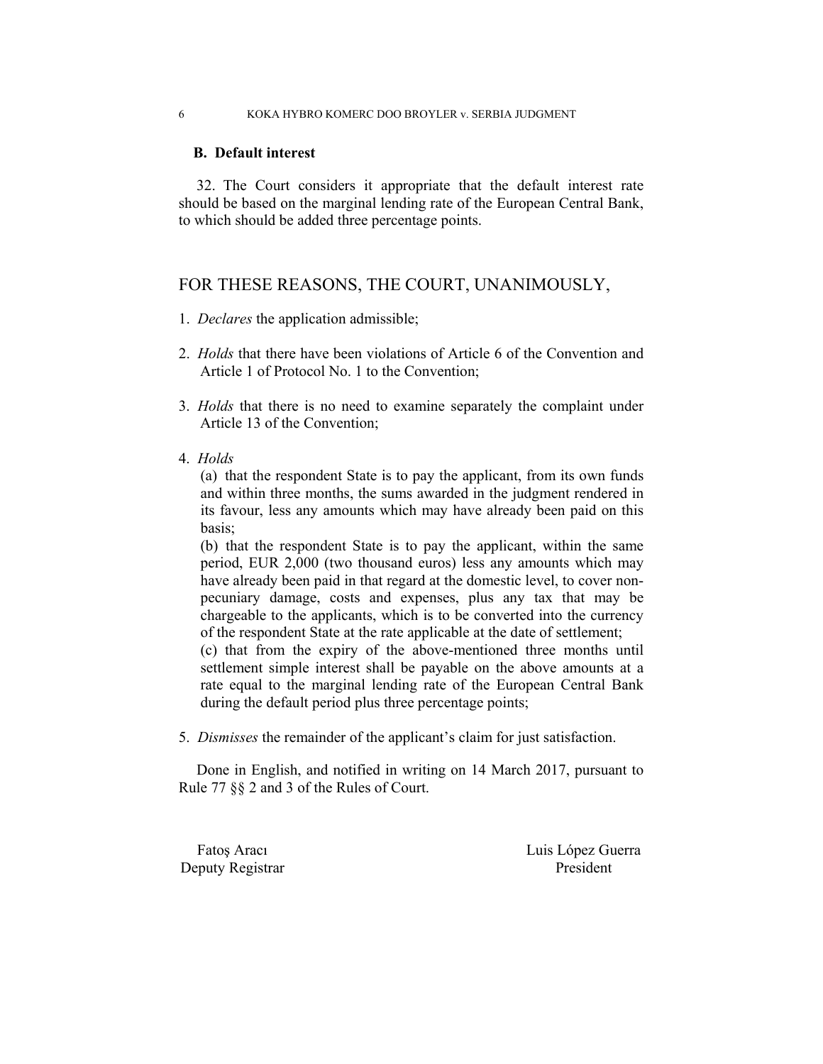### B. Default interest

32. The Court considers it appropriate that the default interest rate should be based on the marginal lending rate of the European Central Bank, to which should be added three percentage points.

## FOR THESE REASONS, THE COURT, UNANIMOUSLY,

1. *Declares* the application admissible;

2. *Holds* that there have been violations of Article 6 of the Convention and Article 1 of Protocol No. 1 to the Convention;

3. *Holds* that there is no need to examine separately the complaint under Article 13 of the Convention;

4. *Holds*

   (a) that the respondent State is to pay the applicant, from its own funds and within three months, the sums awarded in the judgment rendered in its favour, less any amounts which may have already been paid on this basis;

   (b) that the respondent State is to pay the applicant, within the same period, EUR 2,000 (two thousand euros) less any amounts which may have already been paid in that regard at the domestic level, to cover non-pecuniary damage, costs and expenses, plus any tax that may be chargeable to the applicants, which is to be converted into the currency of the respondent State at the rate applicable at the date of settlement;

   (c) that from the expiry of the above-mentioned three months until settlement simple interest shall be payable on the above amounts at a rate equal to the marginal lending rate of the European Central Bank during the default period plus three percentage points;

5. *Dismisses* the remainder of the applicant's claim for just satisfaction.

Done in English, and notified in writing on 14 March 2017, pursuant to Rule 77 §§ 2 and 3 of the Rules of Court.

Fatoş Aracı
Deputy Registrar

Luis López Guerra
President